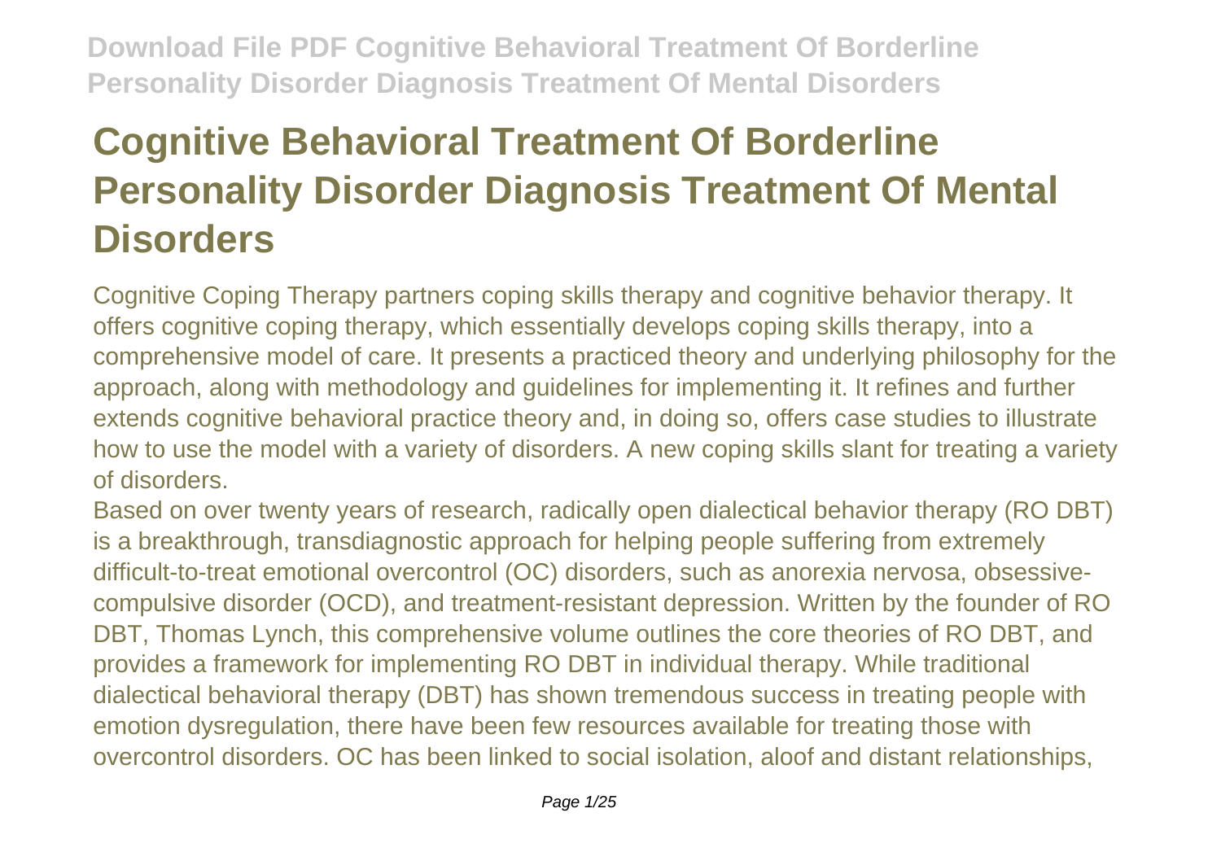# Cognitive Behavioral Treatment Of Borderline Personality Disorder Diagnosis Treatment Of Mental Disorders

Cognitive Coping Therapy partners coping skills therapy and cognitive behavior therapy. It offers cognitive coping therapy, which essentially develops coping skills therapy, into a comprehensive model of care. It presents a practiced theory and underlying philosophy for the approach, along with methodology and guidelines for implementing it. It refines and further extends cognitive behavioral practice theory and, in doing so, offers case studies to illustrate how to use the model with a variety of disorders. A new coping skills slant for treating a variety of disorders.

Based on over twenty years of research, radically open dialectical behavior therapy (RO DBT) is a breakthrough, transdiagnostic approach for helping people suffering from extremely difficult-to-treat emotional overcontrol (OC) disorders, such as anorexia nervosa, obsessive-compulsive disorder (OCD), and treatment-resistant depression. Written by the founder of RO DBT, Thomas Lynch, this comprehensive volume outlines the core theories of RO DBT, and provides a framework for implementing RO DBT in individual therapy. While traditional dialectical behavioral therapy (DBT) has shown tremendous success in treating people with emotion dysregulation, there have been few resources available for treating those with overcontrol disorders. OC has been linked to social isolation, aloof and distant relationships,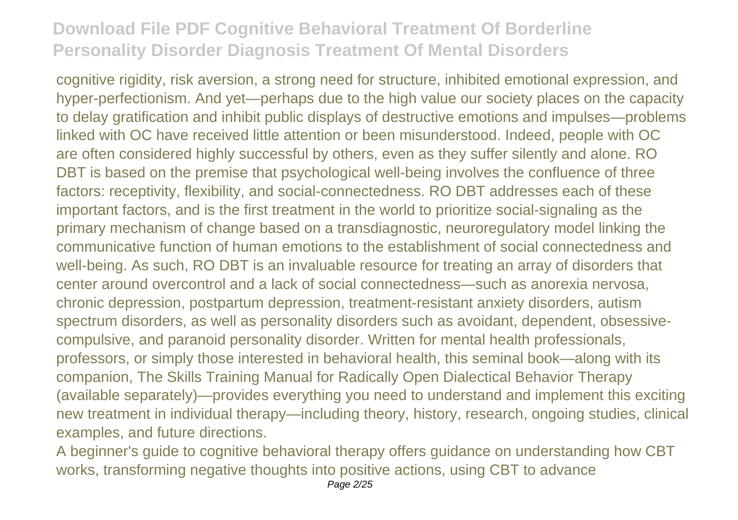cognitive rigidity, risk aversion, a strong need for structure, inhibited emotional expression, and hyper-perfectionism. And yet—perhaps due to the high value our society places on the capacity to delay gratification and inhibit public displays of destructive emotions and impulses—problems linked with OC have received little attention or been misunderstood. Indeed, people with OC are often considered highly successful by others, even as they suffer silently and alone. RO DBT is based on the premise that psychological well-being involves the confluence of three factors: receptivity, flexibility, and social-connectedness. RO DBT addresses each of these important factors, and is the first treatment in the world to prioritize social-signaling as the primary mechanism of change based on a transdiagnostic, neuroregulatory model linking the communicative function of human emotions to the establishment of social connectedness and well-being. As such, RO DBT is an invaluable resource for treating an array of disorders that center around overcontrol and a lack of social connectedness—such as anorexia nervosa, chronic depression, postpartum depression, treatment-resistant anxiety disorders, autism spectrum disorders, as well as personality disorders such as avoidant, dependent, obsessive-compulsive, and paranoid personality disorder. Written for mental health professionals, professors, or simply those interested in behavioral health, this seminal book—along with its companion, The Skills Training Manual for Radically Open Dialectical Behavior Therapy (available separately)—provides everything you need to understand and implement this exciting new treatment in individual therapy—including theory, history, research, ongoing studies, clinical examples, and future directions.

A beginner's guide to cognitive behavioral therapy offers guidance on understanding how CBT works, transforming negative thoughts into positive actions, using CBT to advance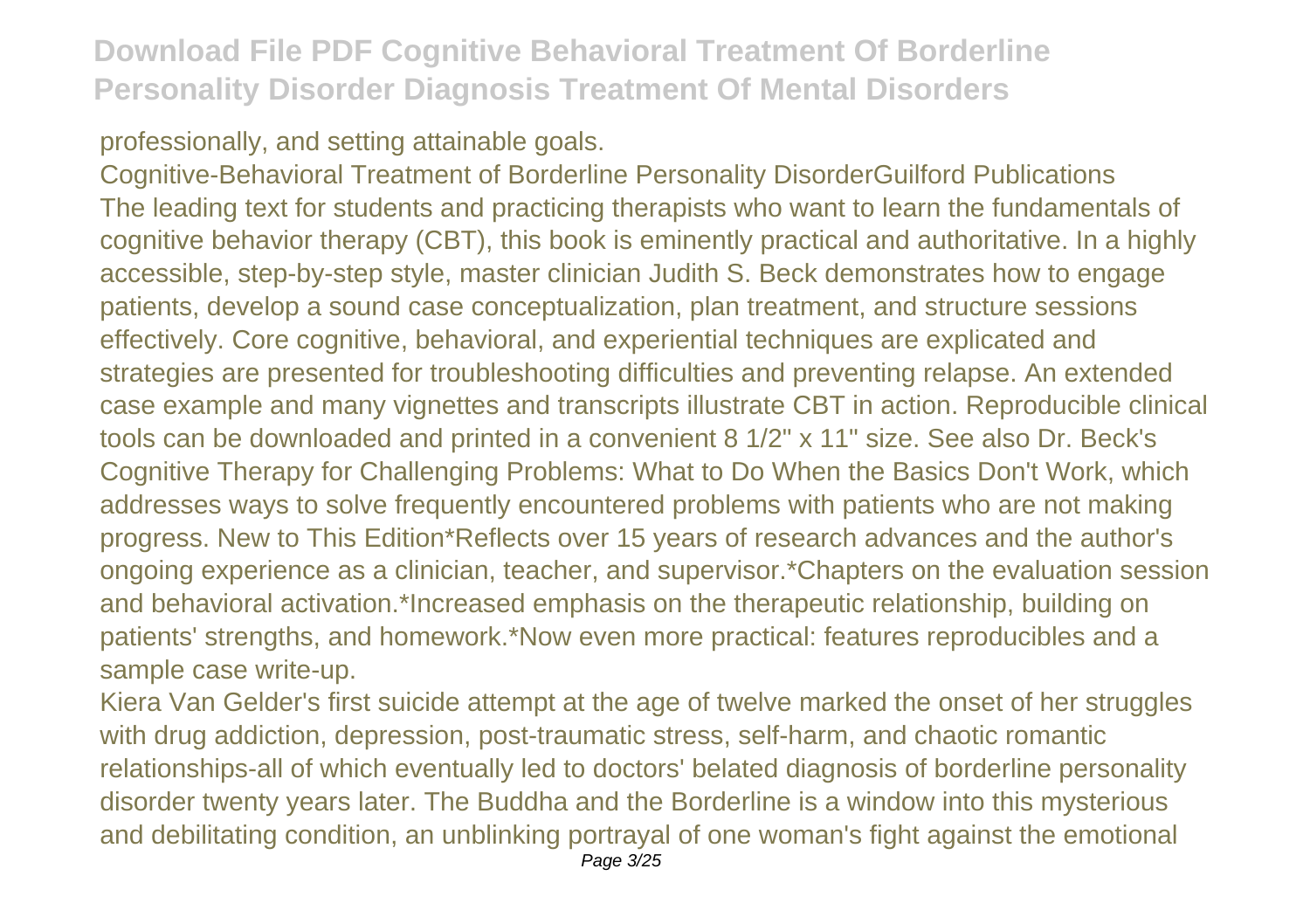professionally, and setting attainable goals.

Cognitive-Behavioral Treatment of Borderline Personality DisorderGuilford Publications

The leading text for students and practicing therapists who want to learn the fundamentals of cognitive behavior therapy (CBT), this book is eminently practical and authoritative. In a highly accessible, step-by-step style, master clinician Judith S. Beck demonstrates how to engage patients, develop a sound case conceptualization, plan treatment, and structure sessions effectively. Core cognitive, behavioral, and experiential techniques are explicated and strategies are presented for troubleshooting difficulties and preventing relapse. An extended case example and many vignettes and transcripts illustrate CBT in action. Reproducible clinical tools can be downloaded and printed in a convenient 8 1/2" x 11" size. See also Dr. Beck's Cognitive Therapy for Challenging Problems: What to Do When the Basics Don't Work, which addresses ways to solve frequently encountered problems with patients who are not making progress. New to This Edition*Reflects over 15 years of research advances and the author's ongoing experience as a clinician, teacher, and supervisor.*Chapters on the evaluation session and behavioral activation.*Increased emphasis on the therapeutic relationship, building on patients' strengths, and homework.*Now even more practical: features reproducibles and a sample case write-up.

Kiera Van Gelder's first suicide attempt at the age of twelve marked the onset of her struggles with drug addiction, depression, post-traumatic stress, self-harm, and chaotic romantic relationships-all of which eventually led to doctors' belated diagnosis of borderline personality disorder twenty years later. The Buddha and the Borderline is a window into this mysterious and debilitating condition, an unblinking portrayal of one woman's fight against the emotional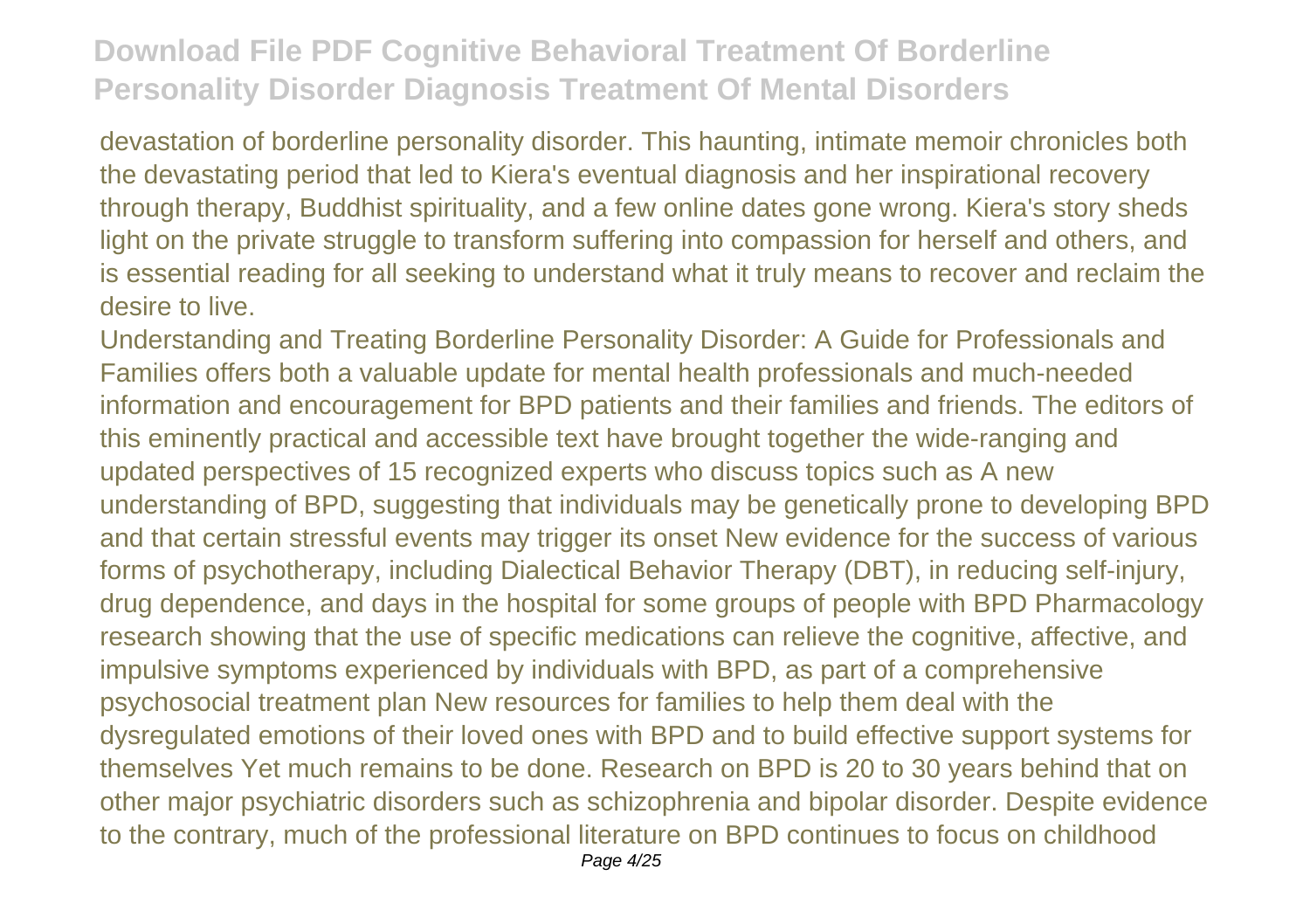devastation of borderline personality disorder. This haunting, intimate memoir chronicles both the devastating period that led to Kiera's eventual diagnosis and her inspirational recovery through therapy, Buddhist spirituality, and a few online dates gone wrong. Kiera's story sheds light on the private struggle to transform suffering into compassion for herself and others, and is essential reading for all seeking to understand what it truly means to recover and reclaim the desire to live.

Understanding and Treating Borderline Personality Disorder: A Guide for Professionals and Families offers both a valuable update for mental health professionals and much-needed information and encouragement for BPD patients and their families and friends. The editors of this eminently practical and accessible text have brought together the wide-ranging and updated perspectives of 15 recognized experts who discuss topics such as A new understanding of BPD, suggesting that individuals may be genetically prone to developing BPD and that certain stressful events may trigger its onset New evidence for the success of various forms of psychotherapy, including Dialectical Behavior Therapy (DBT), in reducing self-injury, drug dependence, and days in the hospital for some groups of people with BPD Pharmacology research showing that the use of specific medications can relieve the cognitive, affective, and impulsive symptoms experienced by individuals with BPD, as part of a comprehensive psychosocial treatment plan New resources for families to help them deal with the dysregulated emotions of their loved ones with BPD and to build effective support systems for themselves Yet much remains to be done. Research on BPD is 20 to 30 years behind that on other major psychiatric disorders such as schizophrenia and bipolar disorder. Despite evidence to the contrary, much of the professional literature on BPD continues to focus on childhood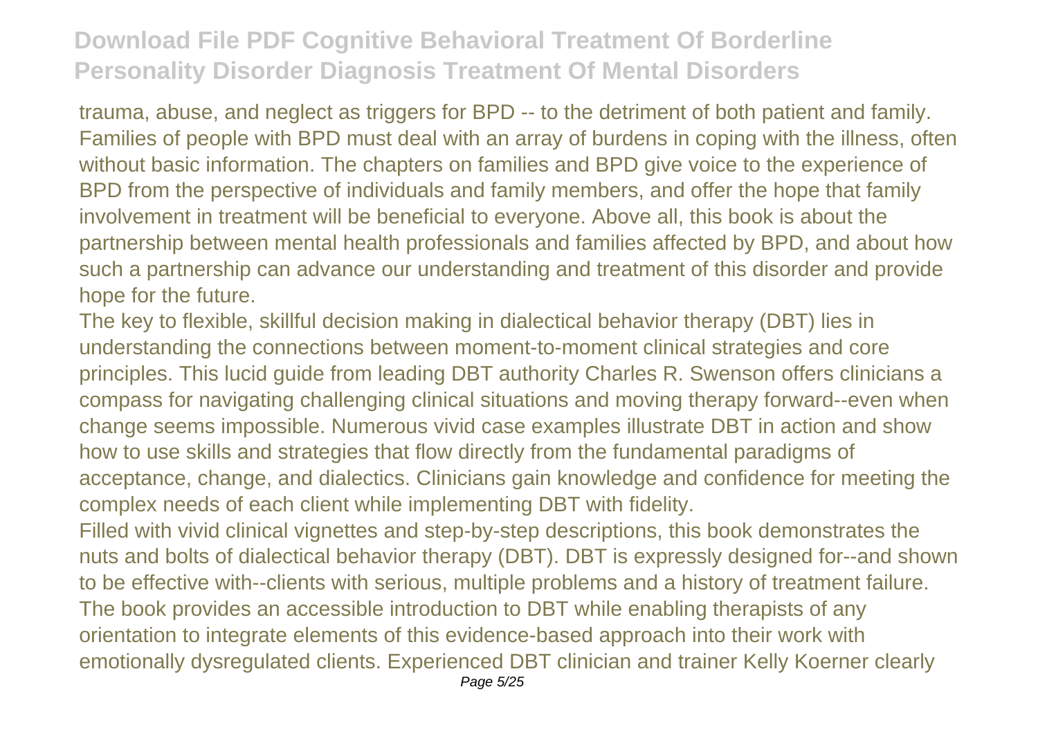trauma, abuse, and neglect as triggers for BPD -- to the detriment of both patient and family. Families of people with BPD must deal with an array of burdens in coping with the illness, often without basic information. The chapters on families and BPD give voice to the experience of BPD from the perspective of individuals and family members, and offer the hope that family involvement in treatment will be beneficial to everyone. Above all, this book is about the partnership between mental health professionals and families affected by BPD, and about how such a partnership can advance our understanding and treatment of this disorder and provide hope for the future.

The key to flexible, skillful decision making in dialectical behavior therapy (DBT) lies in understanding the connections between moment-to-moment clinical strategies and core principles. This lucid guide from leading DBT authority Charles R. Swenson offers clinicians a compass for navigating challenging clinical situations and moving therapy forward--even when change seems impossible. Numerous vivid case examples illustrate DBT in action and show how to use skills and strategies that flow directly from the fundamental paradigms of acceptance, change, and dialectics. Clinicians gain knowledge and confidence for meeting the complex needs of each client while implementing DBT with fidelity.

Filled with vivid clinical vignettes and step-by-step descriptions, this book demonstrates the nuts and bolts of dialectical behavior therapy (DBT). DBT is expressly designed for--and shown to be effective with--clients with serious, multiple problems and a history of treatment failure. The book provides an accessible introduction to DBT while enabling therapists of any orientation to integrate elements of this evidence-based approach into their work with emotionally dysregulated clients. Experienced DBT clinician and trainer Kelly Koerner clearly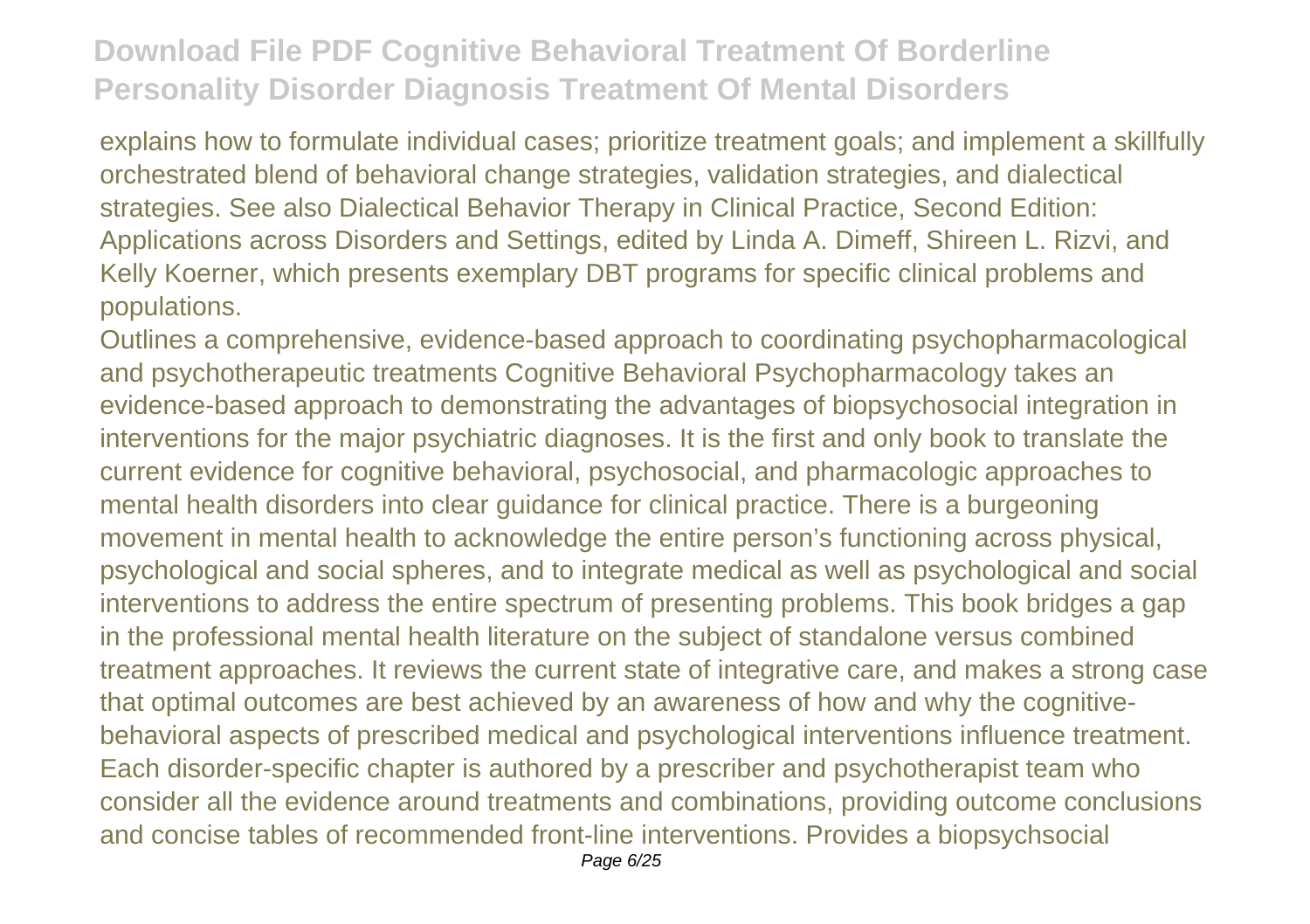explains how to formulate individual cases; prioritize treatment goals; and implement a skillfully orchestrated blend of behavioral change strategies, validation strategies, and dialectical strategies. See also Dialectical Behavior Therapy in Clinical Practice, Second Edition: Applications across Disorders and Settings, edited by Linda A. Dimeff, Shireen L. Rizvi, and Kelly Koerner, which presents exemplary DBT programs for specific clinical problems and populations.

Outlines a comprehensive, evidence-based approach to coordinating psychopharmacological and psychotherapeutic treatments Cognitive Behavioral Psychopharmacology takes an evidence-based approach to demonstrating the advantages of biopsychosocial integration in interventions for the major psychiatric diagnoses. It is the first and only book to translate the current evidence for cognitive behavioral, psychosocial, and pharmacologic approaches to mental health disorders into clear guidance for clinical practice. There is a burgeoning movement in mental health to acknowledge the entire person's functioning across physical, psychological and social spheres, and to integrate medical as well as psychological and social interventions to address the entire spectrum of presenting problems. This book bridges a gap in the professional mental health literature on the subject of standalone versus combined treatment approaches. It reviews the current state of integrative care, and makes a strong case that optimal outcomes are best achieved by an awareness of how and why the cognitive-behavioral aspects of prescribed medical and psychological interventions influence treatment. Each disorder-specific chapter is authored by a prescriber and psychotherapist team who consider all the evidence around treatments and combinations, providing outcome conclusions and concise tables of recommended front-line interventions. Provides a biopsychsocial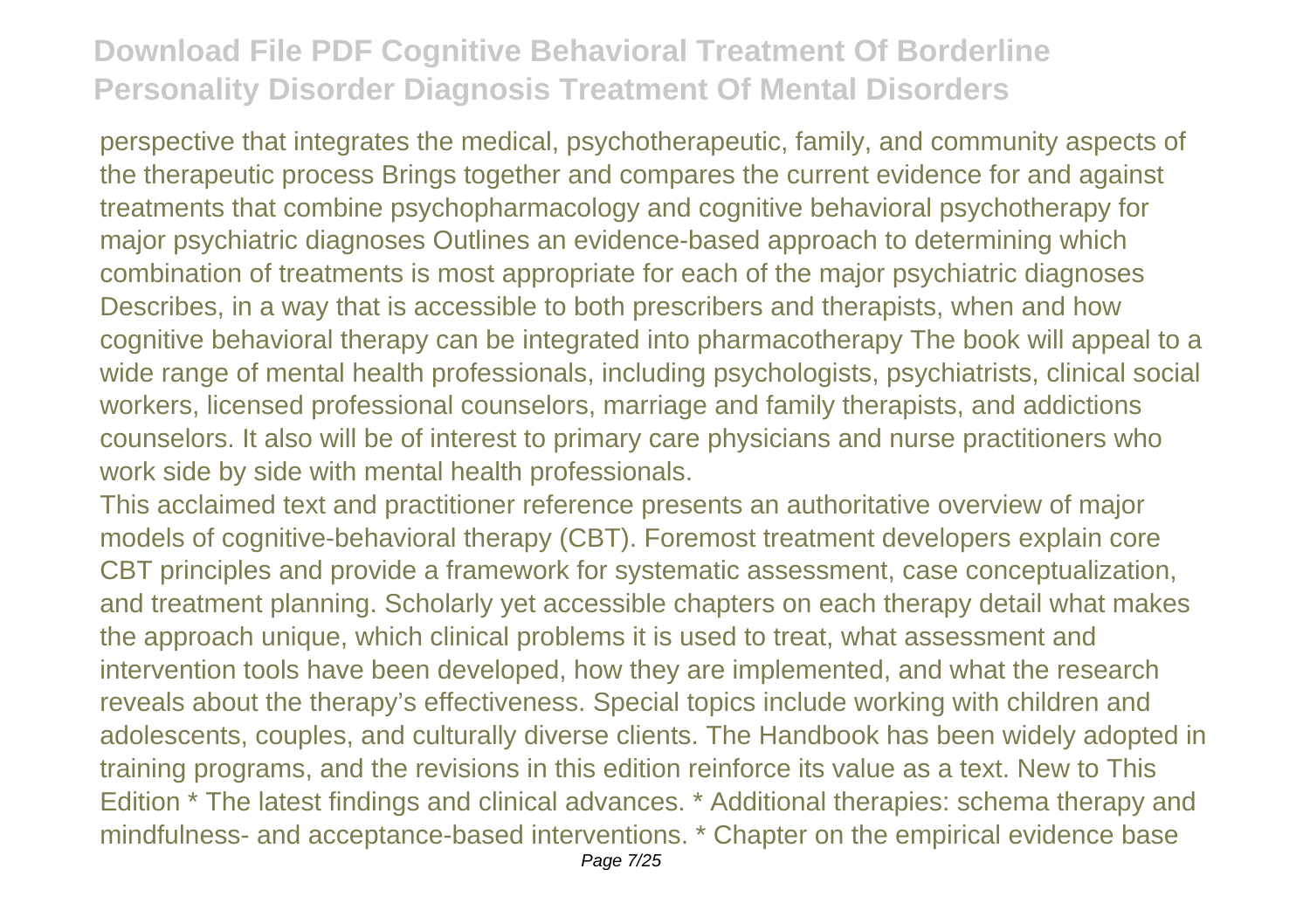perspective that integrates the medical, psychotherapeutic, family, and community aspects of the therapeutic process Brings together and compares the current evidence for and against treatments that combine psychopharmacology and cognitive behavioral psychotherapy for major psychiatric diagnoses Outlines an evidence-based approach to determining which combination of treatments is most appropriate for each of the major psychiatric diagnoses Describes, in a way that is accessible to both prescribers and therapists, when and how cognitive behavioral therapy can be integrated into pharmacotherapy The book will appeal to a wide range of mental health professionals, including psychologists, psychiatrists, clinical social workers, licensed professional counselors, marriage and family therapists, and addictions counselors. It also will be of interest to primary care physicians and nurse practitioners who work side by side with mental health professionals.

This acclaimed text and practitioner reference presents an authoritative overview of major models of cognitive-behavioral therapy (CBT). Foremost treatment developers explain core CBT principles and provide a framework for systematic assessment, case conceptualization, and treatment planning. Scholarly yet accessible chapters on each therapy detail what makes the approach unique, which clinical problems it is used to treat, what assessment and intervention tools have been developed, how they are implemented, and what the research reveals about the therapy's effectiveness. Special topics include working with children and adolescents, couples, and culturally diverse clients. The Handbook has been widely adopted in training programs, and the revisions in this edition reinforce its value as a text. New to This Edition * The latest findings and clinical advances. * Additional therapies: schema therapy and mindfulness- and acceptance-based interventions. * Chapter on the empirical evidence base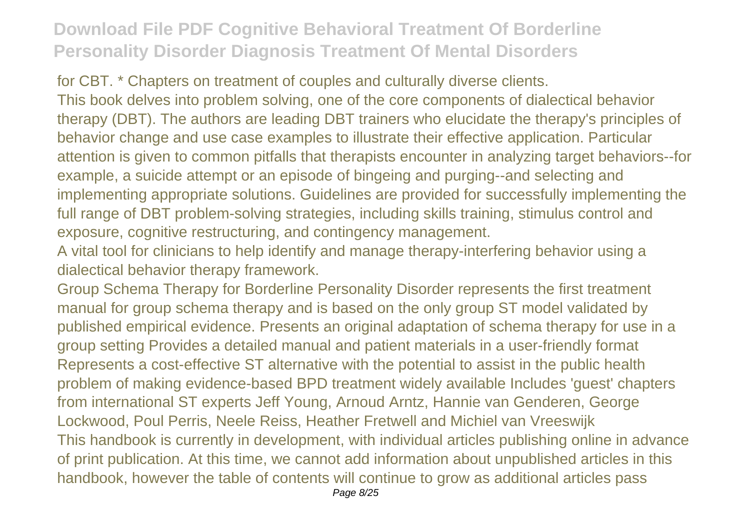for CBT. * Chapters on treatment of couples and culturally diverse clients.

This book delves into problem solving, one of the core components of dialectical behavior therapy (DBT). The authors are leading DBT trainers who elucidate the therapy's principles of behavior change and use case examples to illustrate their effective application. Particular attention is given to common pitfalls that therapists encounter in analyzing target behaviors--for example, a suicide attempt or an episode of bingeing and purging--and selecting and implementing appropriate solutions. Guidelines are provided for successfully implementing the full range of DBT problem-solving strategies, including skills training, stimulus control and exposure, cognitive restructuring, and contingency management.

A vital tool for clinicians to help identify and manage therapy-interfering behavior using a dialectical behavior therapy framework.

Group Schema Therapy for Borderline Personality Disorder represents the first treatment manual for group schema therapy and is based on the only group ST model validated by published empirical evidence. Presents an original adaptation of schema therapy for use in a group setting Provides a detailed manual and patient materials in a user-friendly format Represents a cost-effective ST alternative with the potential to assist in the public health problem of making evidence-based BPD treatment widely available Includes 'guest' chapters from international ST experts Jeff Young, Arnoud Arntz, Hannie van Genderen, George Lockwood, Poul Perris, Neele Reiss, Heather Fretwell and Michiel van Vreeswijk

This handbook is currently in development, with individual articles publishing online in advance of print publication. At this time, we cannot add information about unpublished articles in this handbook, however the table of contents will continue to grow as additional articles pass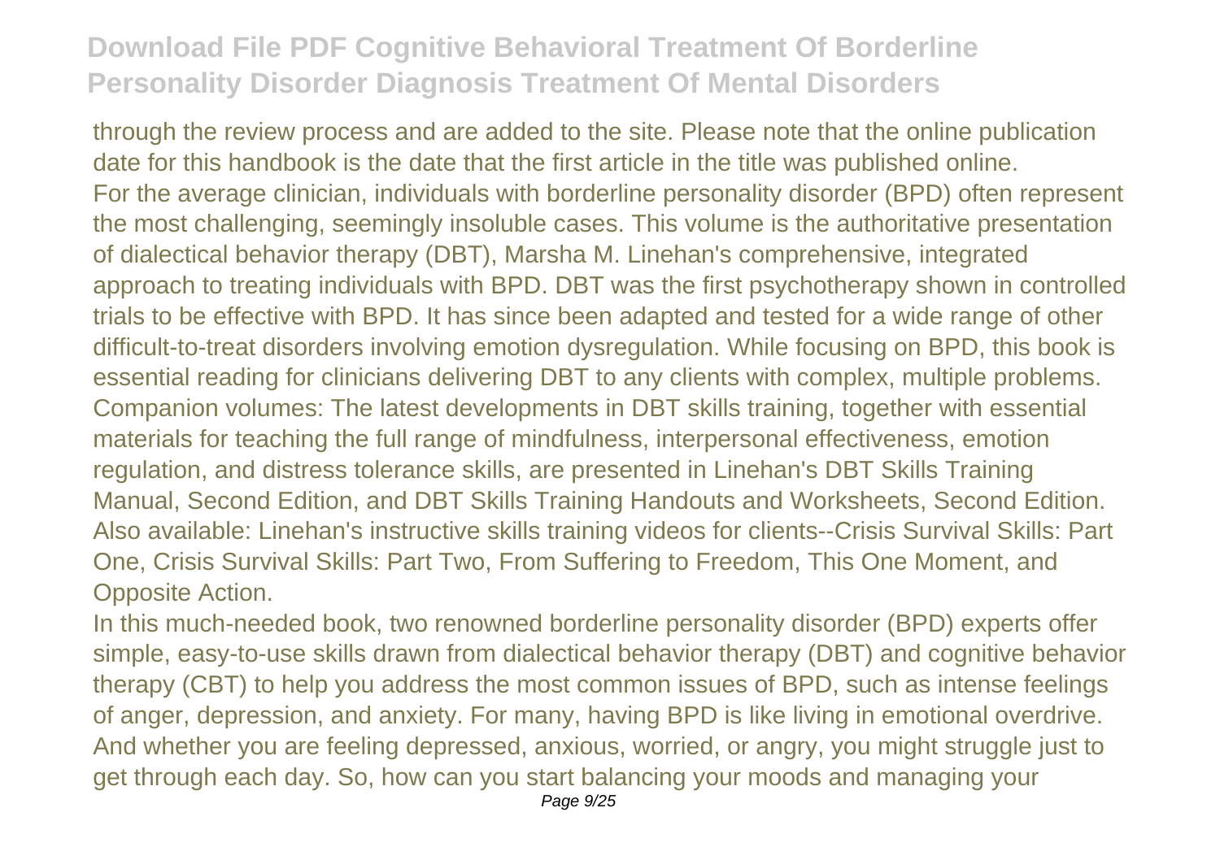through the review process and are added to the site. Please note that the online publication date for this handbook is the date that the first article in the title was published online.

For the average clinician, individuals with borderline personality disorder (BPD) often represent the most challenging, seemingly insoluble cases. This volume is the authoritative presentation of dialectical behavior therapy (DBT), Marsha M. Linehan's comprehensive, integrated approach to treating individuals with BPD. DBT was the first psychotherapy shown in controlled trials to be effective with BPD. It has since been adapted and tested for a wide range of other difficult-to-treat disorders involving emotion dysregulation. While focusing on BPD, this book is essential reading for clinicians delivering DBT to any clients with complex, multiple problems. Companion volumes: The latest developments in DBT skills training, together with essential materials for teaching the full range of mindfulness, interpersonal effectiveness, emotion regulation, and distress tolerance skills, are presented in Linehan's DBT Skills Training Manual, Second Edition, and DBT Skills Training Handouts and Worksheets, Second Edition. Also available: Linehan's instructive skills training videos for clients--Crisis Survival Skills: Part One, Crisis Survival Skills: Part Two, From Suffering to Freedom, This One Moment, and Opposite Action.

In this much-needed book, two renowned borderline personality disorder (BPD) experts offer simple, easy-to-use skills drawn from dialectical behavior therapy (DBT) and cognitive behavior therapy (CBT) to help you address the most common issues of BPD, such as intense feelings of anger, depression, and anxiety. For many, having BPD is like living in emotional overdrive. And whether you are feeling depressed, anxious, worried, or angry, you might struggle just to get through each day. So, how can you start balancing your moods and managing your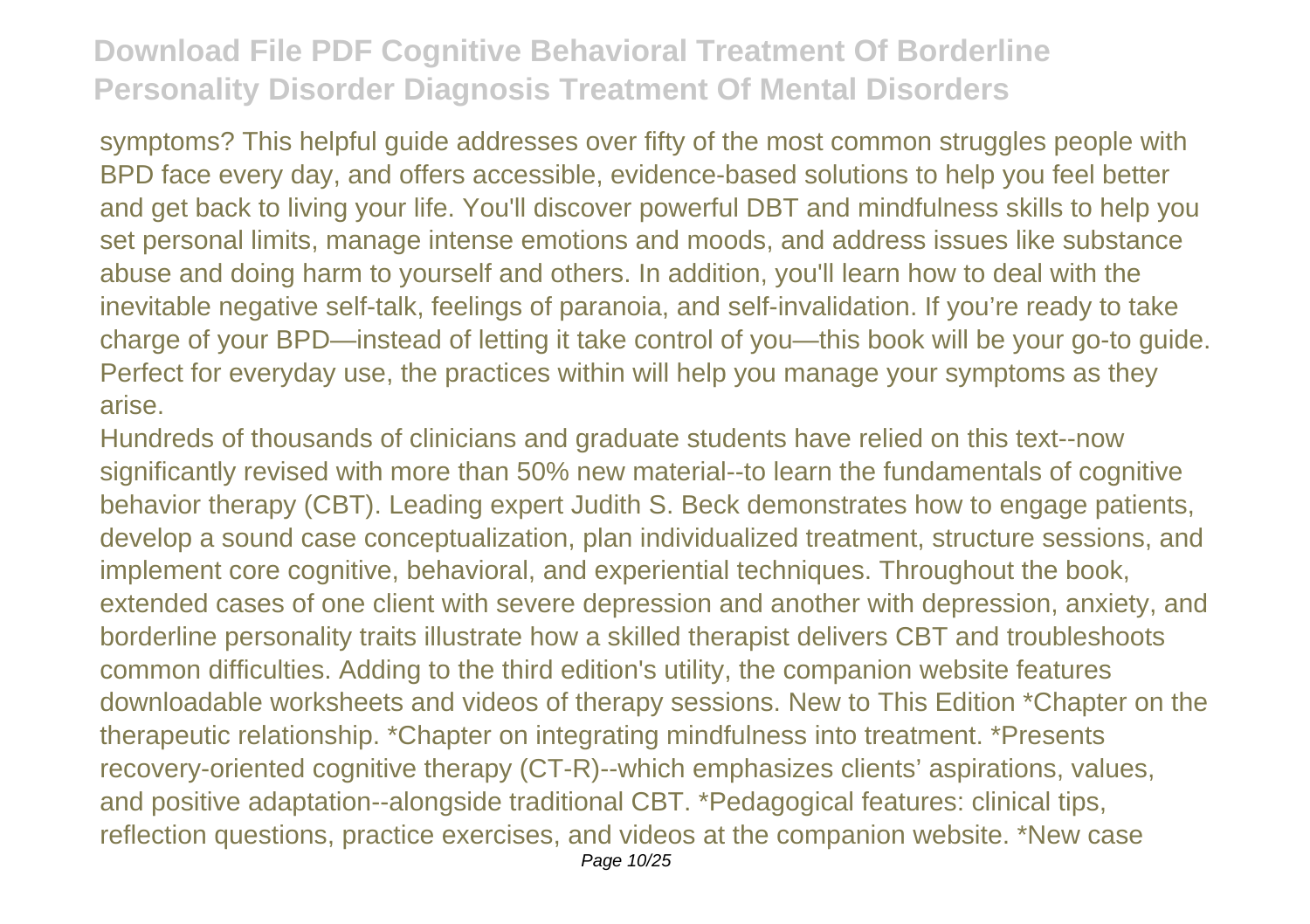symptoms? This helpful guide addresses over fifty of the most common struggles people with BPD face every day, and offers accessible, evidence-based solutions to help you feel better and get back to living your life. You'll discover powerful DBT and mindfulness skills to help you set personal limits, manage intense emotions and moods, and address issues like substance abuse and doing harm to yourself and others. In addition, you'll learn how to deal with the inevitable negative self-talk, feelings of paranoia, and self-invalidation. If you're ready to take charge of your BPD—instead of letting it take control of you—this book will be your go-to guide. Perfect for everyday use, the practices within will help you manage your symptoms as they arise.

Hundreds of thousands of clinicians and graduate students have relied on this text--now significantly revised with more than 50% new material--to learn the fundamentals of cognitive behavior therapy (CBT). Leading expert Judith S. Beck demonstrates how to engage patients, develop a sound case conceptualization, plan individualized treatment, structure sessions, and implement core cognitive, behavioral, and experiential techniques. Throughout the book, extended cases of one client with severe depression and another with depression, anxiety, and borderline personality traits illustrate how a skilled therapist delivers CBT and troubleshoots common difficulties. Adding to the third edition's utility, the companion website features downloadable worksheets and videos of therapy sessions. New to This Edition *Chapter on the therapeutic relationship. *Chapter on integrating mindfulness into treatment. *Presents recovery-oriented cognitive therapy (CT-R)--which emphasizes clients' aspirations, values, and positive adaptation--alongside traditional CBT. *Pedagogical features: clinical tips, reflection questions, practice exercises, and videos at the companion website. *New case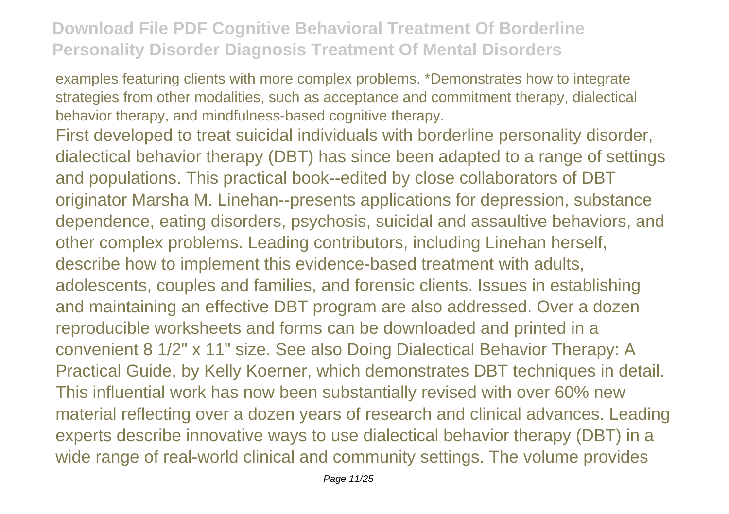examples featuring clients with more complex problems. *Demonstrates how to integrate strategies from other modalities, such as acceptance and commitment therapy, dialectical behavior therapy, and mindfulness-based cognitive therapy.

First developed to treat suicidal individuals with borderline personality disorder, dialectical behavior therapy (DBT) has since been adapted to a range of settings and populations. This practical book--edited by close collaborators of DBT originator Marsha M. Linehan--presents applications for depression, substance dependence, eating disorders, psychosis, suicidal and assaultive behaviors, and other complex problems. Leading contributors, including Linehan herself, describe how to implement this evidence-based treatment with adults, adolescents, couples and families, and forensic clients. Issues in establishing and maintaining an effective DBT program are also addressed. Over a dozen reproducible worksheets and forms can be downloaded and printed in a convenient 8 1/2" x 11" size. See also Doing Dialectical Behavior Therapy: A Practical Guide, by Kelly Koerner, which demonstrates DBT techniques in detail. This influential work has now been substantially revised with over 60% new material reflecting over a dozen years of research and clinical advances. Leading experts describe innovative ways to use dialectical behavior therapy (DBT) in a wide range of real-world clinical and community settings. The volume provides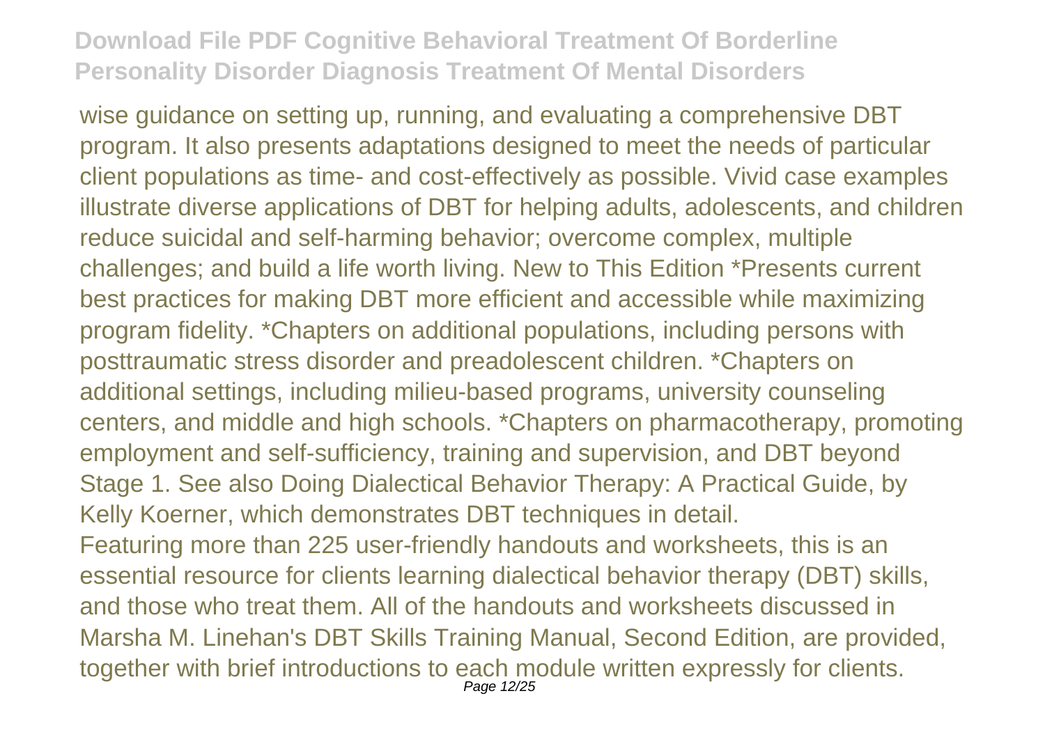wise guidance on setting up, running, and evaluating a comprehensive DBT program. It also presents adaptations designed to meet the needs of particular client populations as time- and cost-effectively as possible. Vivid case examples illustrate diverse applications of DBT for helping adults, adolescents, and children reduce suicidal and self-harming behavior; overcome complex, multiple challenges; and build a life worth living. New to This Edition *Presents current best practices for making DBT more efficient and accessible while maximizing program fidelity. *Chapters on additional populations, including persons with posttraumatic stress disorder and preadolescent children. *Chapters on additional settings, including milieu-based programs, university counseling centers, and middle and high schools. *Chapters on pharmacotherapy, promoting employment and self-sufficiency, training and supervision, and DBT beyond Stage 1. See also Doing Dialectical Behavior Therapy: A Practical Guide, by Kelly Koerner, which demonstrates DBT techniques in detail.

Featuring more than 225 user-friendly handouts and worksheets, this is an essential resource for clients learning dialectical behavior therapy (DBT) skills, and those who treat them. All of the handouts and worksheets discussed in Marsha M. Linehan's DBT Skills Training Manual, Second Edition, are provided, together with brief introductions to each module written expressly for clients.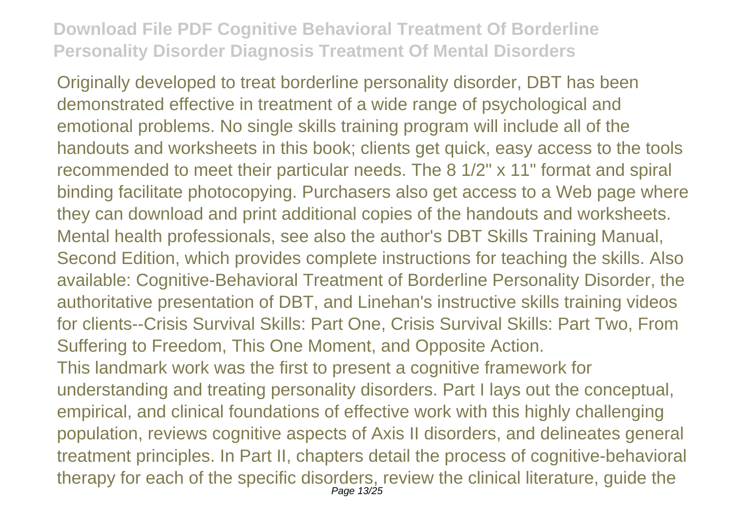Originally developed to treat borderline personality disorder, DBT has been demonstrated effective in treatment of a wide range of psychological and emotional problems. No single skills training program will include all of the handouts and worksheets in this book; clients get quick, easy access to the tools recommended to meet their particular needs. The 8 1/2" x 11" format and spiral binding facilitate photocopying. Purchasers also get access to a Web page where they can download and print additional copies of the handouts and worksheets. Mental health professionals, see also the author's DBT Skills Training Manual, Second Edition, which provides complete instructions for teaching the skills. Also available: Cognitive-Behavioral Treatment of Borderline Personality Disorder, the authoritative presentation of DBT, and Linehan's instructive skills training videos for clients--Crisis Survival Skills: Part One, Crisis Survival Skills: Part Two, From Suffering to Freedom, This One Moment, and Opposite Action.

This landmark work was the first to present a cognitive framework for understanding and treating personality disorders. Part I lays out the conceptual, empirical, and clinical foundations of effective work with this highly challenging population, reviews cognitive aspects of Axis II disorders, and delineates general treatment principles. In Part II, chapters detail the process of cognitive-behavioral therapy for each of the specific disorders, review the clinical literature, guide the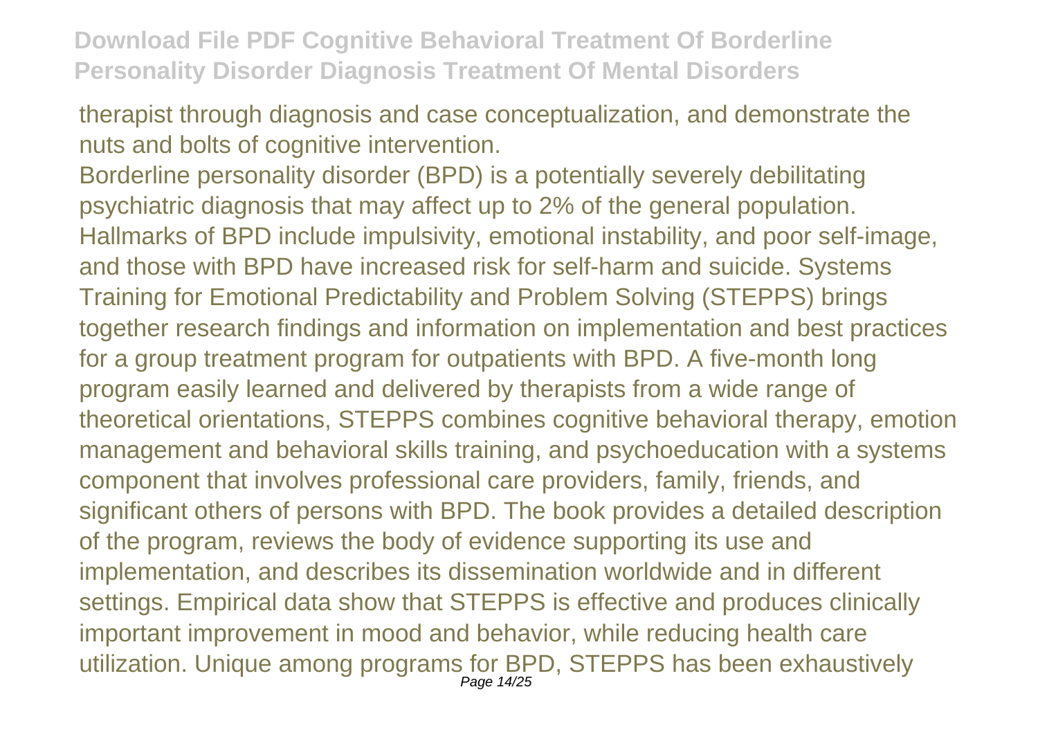therapist through diagnosis and case conceptualization, and demonstrate the nuts and bolts of cognitive intervention.

Borderline personality disorder (BPD) is a potentially severely debilitating psychiatric diagnosis that may affect up to 2% of the general population. Hallmarks of BPD include impulsivity, emotional instability, and poor self-image, and those with BPD have increased risk for self-harm and suicide. Systems Training for Emotional Predictability and Problem Solving (STEPPS) brings together research findings and information on implementation and best practices for a group treatment program for outpatients with BPD. A five-month long program easily learned and delivered by therapists from a wide range of theoretical orientations, STEPPS combines cognitive behavioral therapy, emotion management and behavioral skills training, and psychoeducation with a systems component that involves professional care providers, family, friends, and significant others of persons with BPD. The book provides a detailed description of the program, reviews the body of evidence supporting its use and implementation, and describes its dissemination worldwide and in different settings. Empirical data show that STEPPS is effective and produces clinically important improvement in mood and behavior, while reducing health care utilization. Unique among programs for BPD, STEPPS has been exhaustively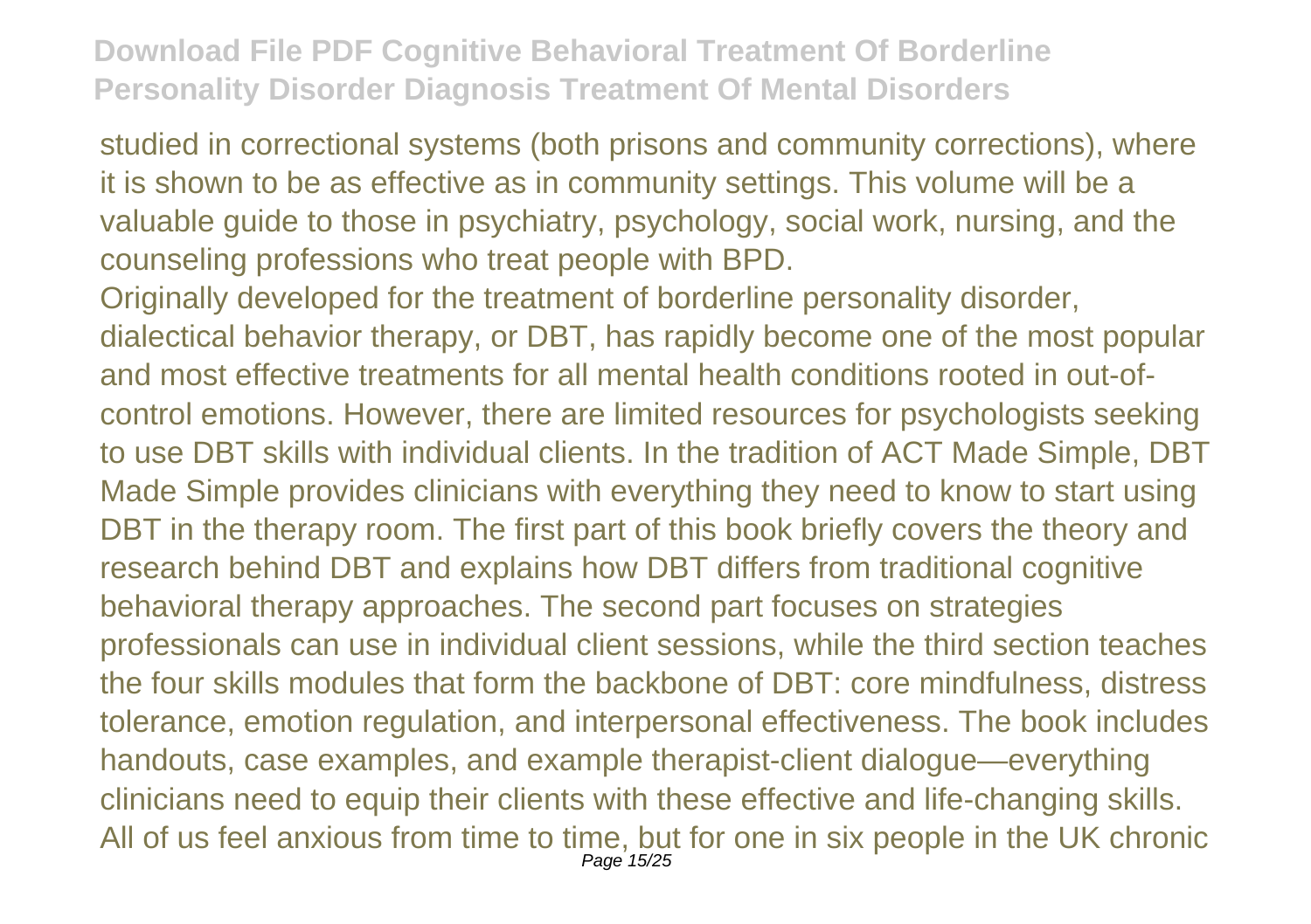studied in correctional systems (both prisons and community corrections), where it is shown to be as effective as in community settings. This volume will be a valuable guide to those in psychiatry, psychology, social work, nursing, and the counseling professions who treat people with BPD.

Originally developed for the treatment of borderline personality disorder, dialectical behavior therapy, or DBT, has rapidly become one of the most popular and most effective treatments for all mental health conditions rooted in out-of-control emotions. However, there are limited resources for psychologists seeking to use DBT skills with individual clients. In the tradition of ACT Made Simple, DBT Made Simple provides clinicians with everything they need to know to start using DBT in the therapy room. The first part of this book briefly covers the theory and research behind DBT and explains how DBT differs from traditional cognitive behavioral therapy approaches. The second part focuses on strategies professionals can use in individual client sessions, while the third section teaches the four skills modules that form the backbone of DBT: core mindfulness, distress tolerance, emotion regulation, and interpersonal effectiveness. The book includes handouts, case examples, and example therapist-client dialogue—everything clinicians need to equip their clients with these effective and life-changing skills.

All of us feel anxious from time to time, but for one in six people in the UK chronic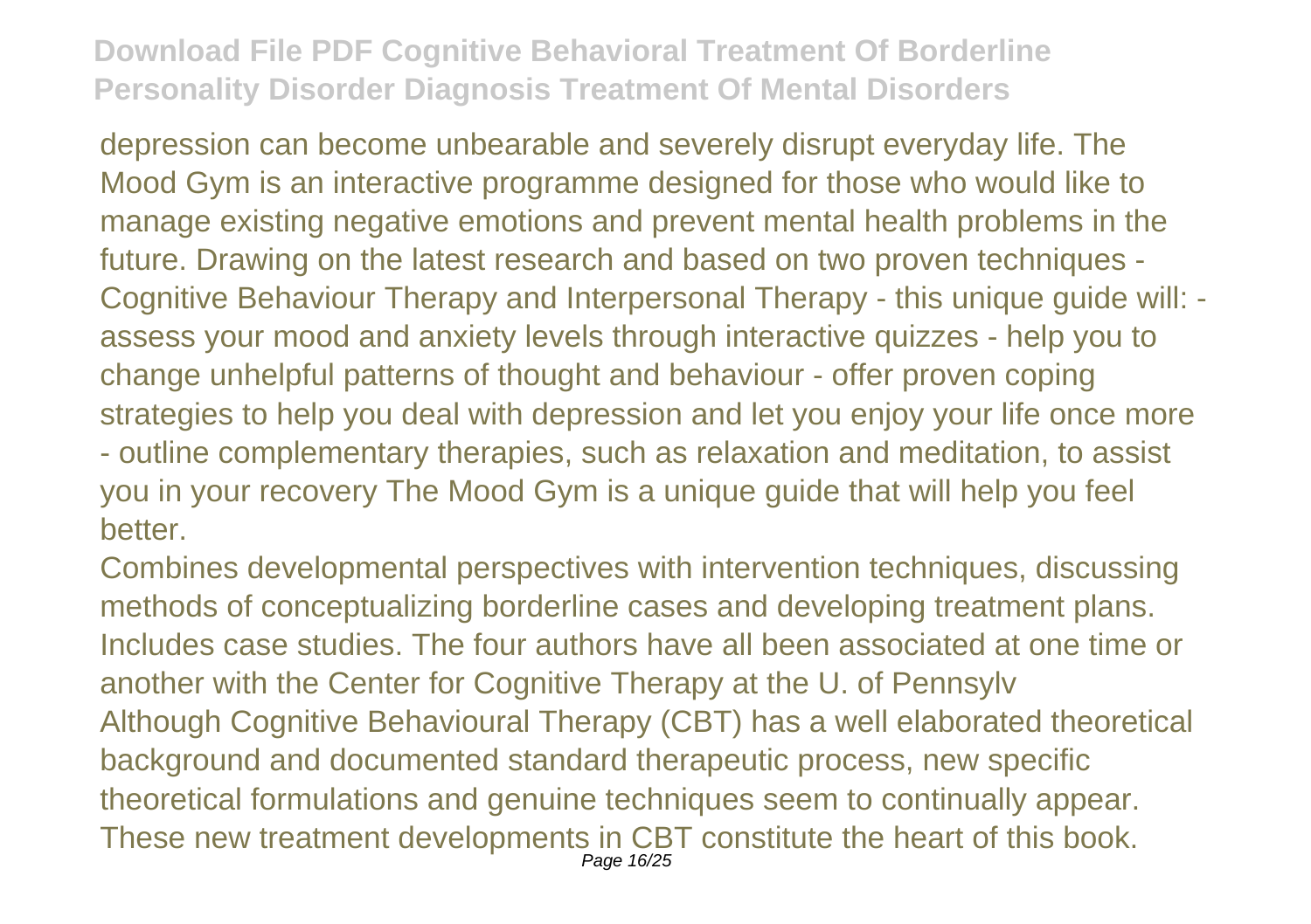depression can become unbearable and severely disrupt everyday life. The Mood Gym is an interactive programme designed for those who would like to manage existing negative emotions and prevent mental health problems in the future. Drawing on the latest research and based on two proven techniques - Cognitive Behaviour Therapy and Interpersonal Therapy - this unique guide will: - assess your mood and anxiety levels through interactive quizzes - help you to change unhelpful patterns of thought and behaviour - offer proven coping strategies to help you deal with depression and let you enjoy your life once more - outline complementary therapies, such as relaxation and meditation, to assist you in your recovery The Mood Gym is a unique guide that will help you feel better.

Combines developmental perspectives with intervention techniques, discussing methods of conceptualizing borderline cases and developing treatment plans. Includes case studies. The four authors have all been associated at one time or another with the Center for Cognitive Therapy at the U. of Pennsylv

Although Cognitive Behavioural Therapy (CBT) has a well elaborated theoretical background and documented standard therapeutic process, new specific theoretical formulations and genuine techniques seem to continually appear. These new treatment developments in CBT constitute the heart of this book.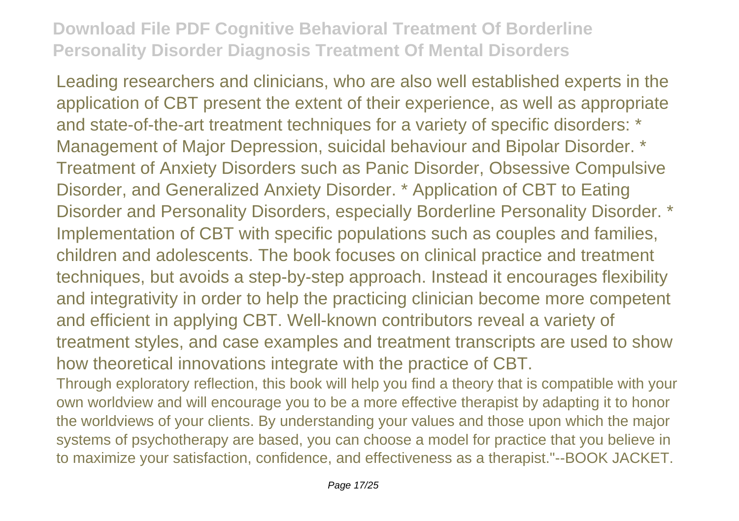Leading researchers and clinicians, who are also well established experts in the application of CBT present the extent of their experience, as well as appropriate and state-of-the-art treatment techniques for a variety of specific disorders: * Management of Major Depression, suicidal behaviour and Bipolar Disorder. * Treatment of Anxiety Disorders such as Panic Disorder, Obsessive Compulsive Disorder, and Generalized Anxiety Disorder. * Application of CBT to Eating Disorder and Personality Disorders, especially Borderline Personality Disorder. * Implementation of CBT with specific populations such as couples and families, children and adolescents. The book focuses on clinical practice and treatment techniques, but avoids a step-by-step approach. Instead it encourages flexibility and integrativity in order to help the practicing clinician become more competent and efficient in applying CBT. Well-known contributors reveal a variety of treatment styles, and case examples and treatment transcripts are used to show how theoretical innovations integrate with the practice of CBT.

Through exploratory reflection, this book will help you find a theory that is compatible with your own worldview and will encourage you to be a more effective therapist by adapting it to honor the worldviews of your clients. By understanding your values and those upon which the major systems of psychotherapy are based, you can choose a model for practice that you believe in to maximize your satisfaction, confidence, and effectiveness as a therapist."--BOOK JACKET.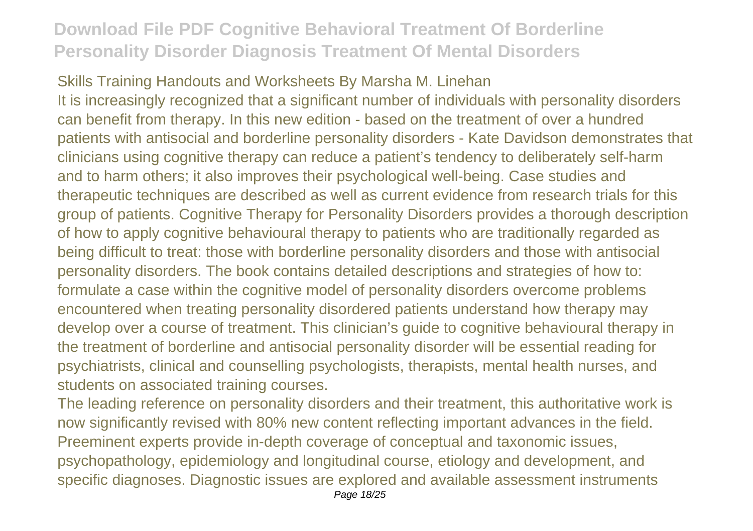Skills Training Handouts and Worksheets By Marsha M. Linehan

It is increasingly recognized that a significant number of individuals with personality disorders can benefit from therapy. In this new edition - based on the treatment of over a hundred patients with antisocial and borderline personality disorders - Kate Davidson demonstrates that clinicians using cognitive therapy can reduce a patient's tendency to deliberately self-harm and to harm others; it also improves their psychological well-being. Case studies and therapeutic techniques are described as well as current evidence from research trials for this group of patients. Cognitive Therapy for Personality Disorders provides a thorough description of how to apply cognitive behavioural therapy to patients who are traditionally regarded as being difficult to treat: those with borderline personality disorders and those with antisocial personality disorders. The book contains detailed descriptions and strategies of how to: formulate a case within the cognitive model of personality disorders overcome problems encountered when treating personality disordered patients understand how therapy may develop over a course of treatment. This clinician's guide to cognitive behavioural therapy in the treatment of borderline and antisocial personality disorder will be essential reading for psychiatrists, clinical and counselling psychologists, therapists, mental health nurses, and students on associated training courses.

The leading reference on personality disorders and their treatment, this authoritative work is now significantly revised with 80% new content reflecting important advances in the field. Preeminent experts provide in-depth coverage of conceptual and taxonomic issues, psychopathology, epidemiology and longitudinal course, etiology and development, and specific diagnoses. Diagnostic issues are explored and available assessment instruments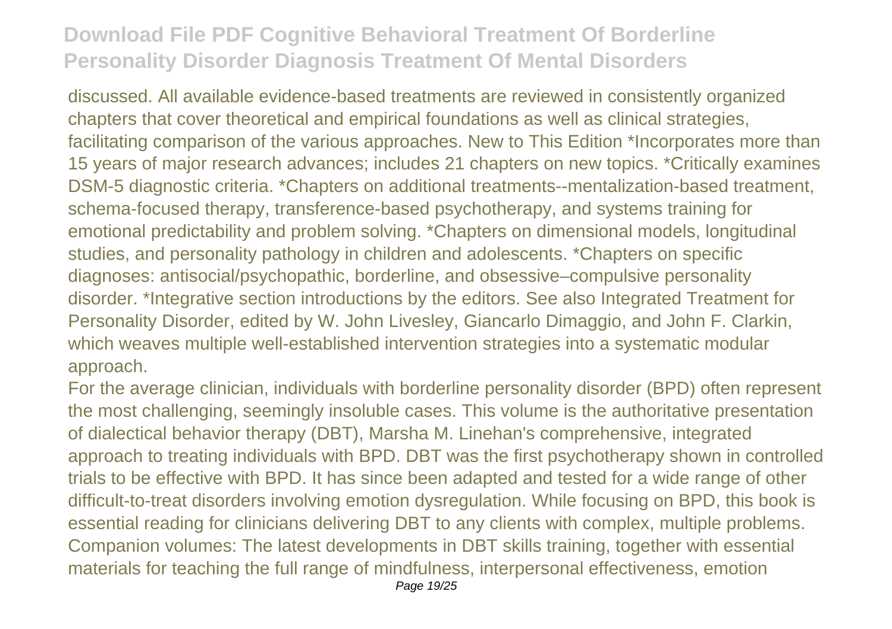discussed. All available evidence-based treatments are reviewed in consistently organized chapters that cover theoretical and empirical foundations as well as clinical strategies, facilitating comparison of the various approaches. New to This Edition *Incorporates more than 15 years of major research advances; includes 21 chapters on new topics. *Critically examines DSM-5 diagnostic criteria. *Chapters on additional treatments--mentalization-based treatment, schema-focused therapy, transference-based psychotherapy, and systems training for emotional predictability and problem solving. *Chapters on dimensional models, longitudinal studies, and personality pathology in children and adolescents. *Chapters on specific diagnoses: antisocial/psychopathic, borderline, and obsessive–compulsive personality disorder. *Integrative section introductions by the editors. See also Integrated Treatment for Personality Disorder, edited by W. John Livesley, Giancarlo Dimaggio, and John F. Clarkin, which weaves multiple well-established intervention strategies into a systematic modular approach.

For the average clinician, individuals with borderline personality disorder (BPD) often represent the most challenging, seemingly insoluble cases. This volume is the authoritative presentation of dialectical behavior therapy (DBT), Marsha M. Linehan's comprehensive, integrated approach to treating individuals with BPD. DBT was the first psychotherapy shown in controlled trials to be effective with BPD. It has since been adapted and tested for a wide range of other difficult-to-treat disorders involving emotion dysregulation. While focusing on BPD, this book is essential reading for clinicians delivering DBT to any clients with complex, multiple problems. Companion volumes: The latest developments in DBT skills training, together with essential materials for teaching the full range of mindfulness, interpersonal effectiveness, emotion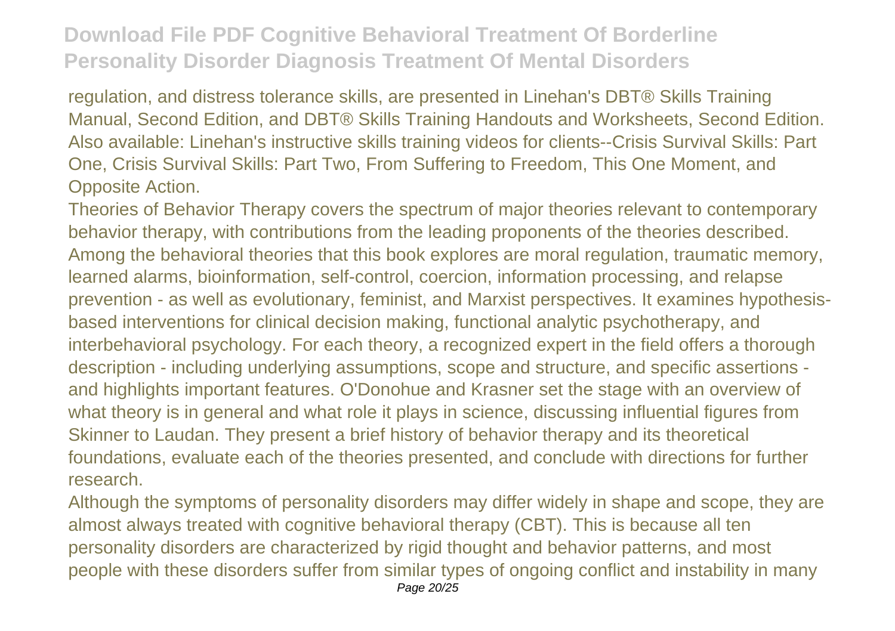regulation, and distress tolerance skills, are presented in Linehan's DBT® Skills Training Manual, Second Edition, and DBT® Skills Training Handouts and Worksheets, Second Edition. Also available: Linehan's instructive skills training videos for clients--Crisis Survival Skills: Part One, Crisis Survival Skills: Part Two, From Suffering to Freedom, This One Moment, and Opposite Action.

Theories of Behavior Therapy covers the spectrum of major theories relevant to contemporary behavior therapy, with contributions from the leading proponents of the theories described. Among the behavioral theories that this book explores are moral regulation, traumatic memory, learned alarms, bioinformation, self-control, coercion, information processing, and relapse prevention - as well as evolutionary, feminist, and Marxist perspectives. It examines hypothesis-based interventions for clinical decision making, functional analytic psychotherapy, and interbehavioral psychology. For each theory, a recognized expert in the field offers a thorough description - including underlying assumptions, scope and structure, and specific assertions - and highlights important features. O'Donohue and Krasner set the stage with an overview of what theory is in general and what role it plays in science, discussing influential figures from Skinner to Laudan. They present a brief history of behavior therapy and its theoretical foundations, evaluate each of the theories presented, and conclude with directions for further research.

Although the symptoms of personality disorders may differ widely in shape and scope, they are almost always treated with cognitive behavioral therapy (CBT). This is because all ten personality disorders are characterized by rigid thought and behavior patterns, and most people with these disorders suffer from similar types of ongoing conflict and instability in many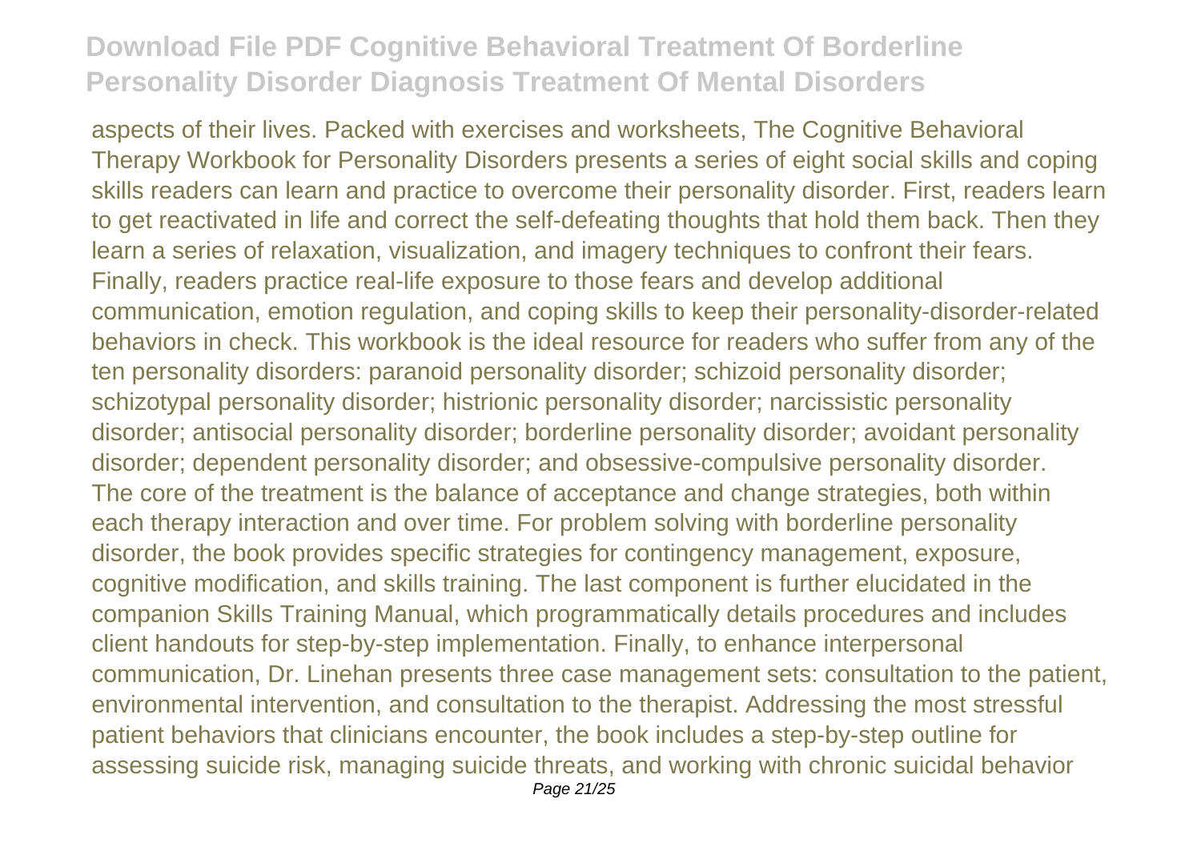aspects of their lives. Packed with exercises and worksheets, The Cognitive Behavioral Therapy Workbook for Personality Disorders presents a series of eight social skills and coping skills readers can learn and practice to overcome their personality disorder. First, readers learn to get reactivated in life and correct the self-defeating thoughts that hold them back. Then they learn a series of relaxation, visualization, and imagery techniques to confront their fears. Finally, readers practice real-life exposure to those fears and develop additional communication, emotion regulation, and coping skills to keep their personality-disorder-related behaviors in check. This workbook is the ideal resource for readers who suffer from any of the ten personality disorders: paranoid personality disorder; schizoid personality disorder; schizotypal personality disorder; histrionic personality disorder; narcissistic personality disorder; antisocial personality disorder; borderline personality disorder; avoidant personality disorder; dependent personality disorder; and obsessive-compulsive personality disorder.
The core of the treatment is the balance of acceptance and change strategies, both within each therapy interaction and over time. For problem solving with borderline personality disorder, the book provides specific strategies for contingency management, exposure, cognitive modification, and skills training. The last component is further elucidated in the companion Skills Training Manual, which programmatically details procedures and includes client handouts for step-by-step implementation. Finally, to enhance interpersonal communication, Dr. Linehan presents three case management sets: consultation to the patient, environmental intervention, and consultation to the therapist. Addressing the most stressful patient behaviors that clinicians encounter, the book includes a step-by-step outline for assessing suicide risk, managing suicide threats, and working with chronic suicidal behavior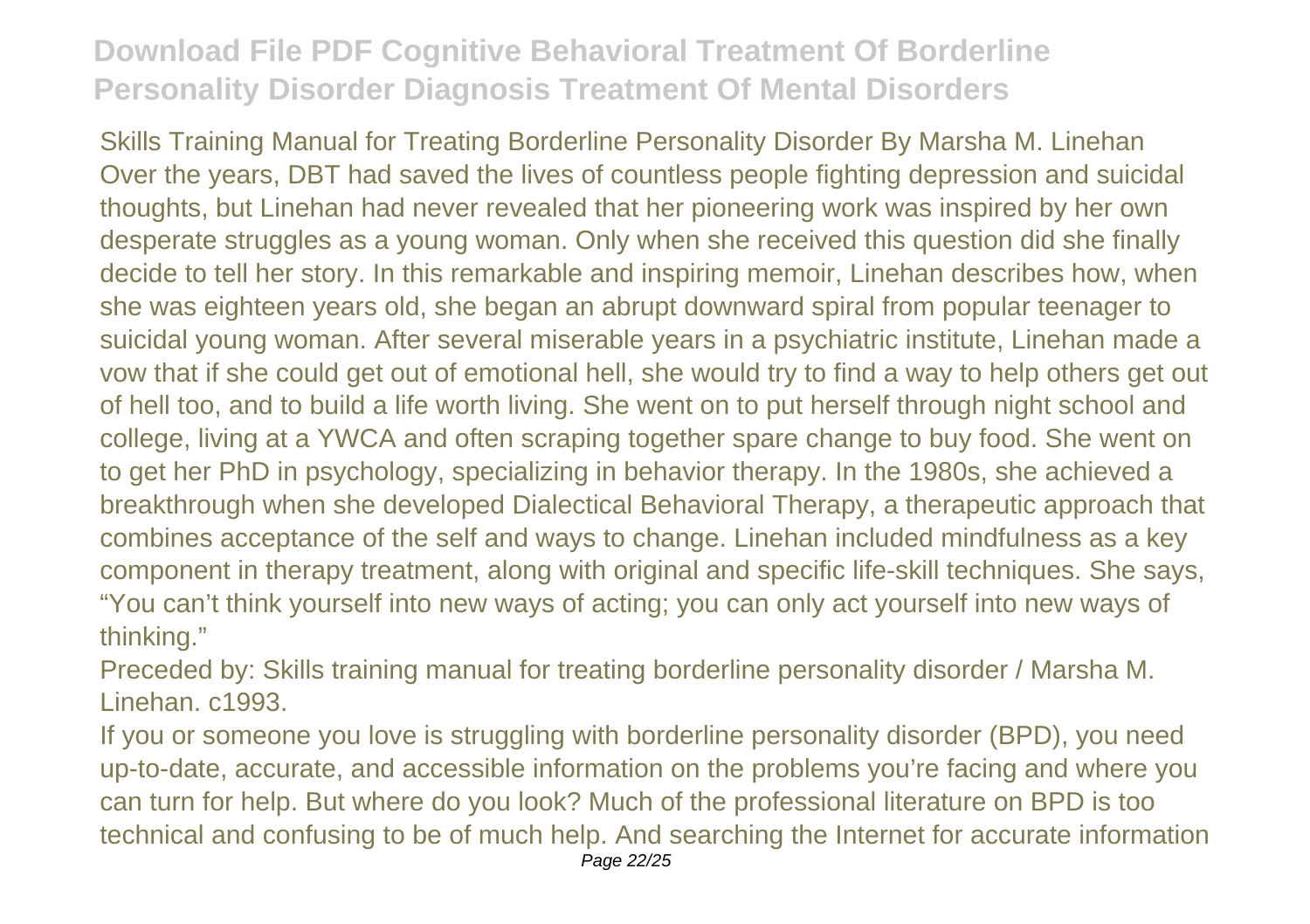Skills Training Manual for Treating Borderline Personality Disorder By Marsha M. Linehan Over the years, DBT had saved the lives of countless people fighting depression and suicidal thoughts, but Linehan had never revealed that her pioneering work was inspired by her own desperate struggles as a young woman. Only when she received this question did she finally decide to tell her story. In this remarkable and inspiring memoir, Linehan describes how, when she was eighteen years old, she began an abrupt downward spiral from popular teenager to suicidal young woman. After several miserable years in a psychiatric institute, Linehan made a vow that if she could get out of emotional hell, she would try to find a way to help others get out of hell too, and to build a life worth living. She went on to put herself through night school and college, living at a YWCA and often scraping together spare change to buy food. She went on to get her PhD in psychology, specializing in behavior therapy. In the 1980s, she achieved a breakthrough when she developed Dialectical Behavioral Therapy, a therapeutic approach that combines acceptance of the self and ways to change. Linehan included mindfulness as a key component in therapy treatment, along with original and specific life-skill techniques. She says, "You can't think yourself into new ways of acting; you can only act yourself into new ways of thinking."

Preceded by: Skills training manual for treating borderline personality disorder / Marsha M. Linehan. c1993.

If you or someone you love is struggling with borderline personality disorder (BPD), you need up-to-date, accurate, and accessible information on the problems you're facing and where you can turn for help. But where do you look? Much of the professional literature on BPD is too technical and confusing to be of much help. And searching the Internet for accurate information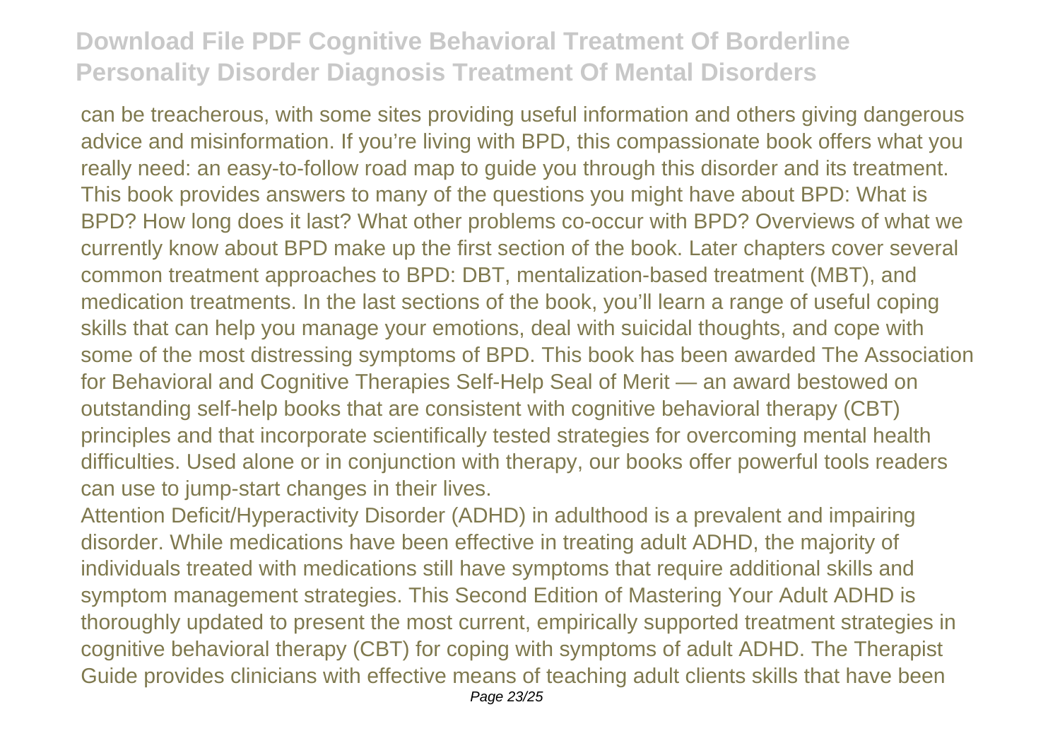can be treacherous, with some sites providing useful information and others giving dangerous advice and misinformation. If you're living with BPD, this compassionate book offers what you really need: an easy-to-follow road map to guide you through this disorder and its treatment. This book provides answers to many of the questions you might have about BPD: What is BPD? How long does it last? What other problems co-occur with BPD? Overviews of what we currently know about BPD make up the first section of the book. Later chapters cover several common treatment approaches to BPD: DBT, mentalization-based treatment (MBT), and medication treatments. In the last sections of the book, you'll learn a range of useful coping skills that can help you manage your emotions, deal with suicidal thoughts, and cope with some of the most distressing symptoms of BPD. This book has been awarded The Association for Behavioral and Cognitive Therapies Self-Help Seal of Merit — an award bestowed on outstanding self-help books that are consistent with cognitive behavioral therapy (CBT) principles and that incorporate scientifically tested strategies for overcoming mental health difficulties. Used alone or in conjunction with therapy, our books offer powerful tools readers can use to jump-start changes in their lives.

Attention Deficit/Hyperactivity Disorder (ADHD) in adulthood is a prevalent and impairing disorder. While medications have been effective in treating adult ADHD, the majority of individuals treated with medications still have symptoms that require additional skills and symptom management strategies. This Second Edition of Mastering Your Adult ADHD is thoroughly updated to present the most current, empirically supported treatment strategies in cognitive behavioral therapy (CBT) for coping with symptoms of adult ADHD. The Therapist Guide provides clinicians with effective means of teaching adult clients skills that have been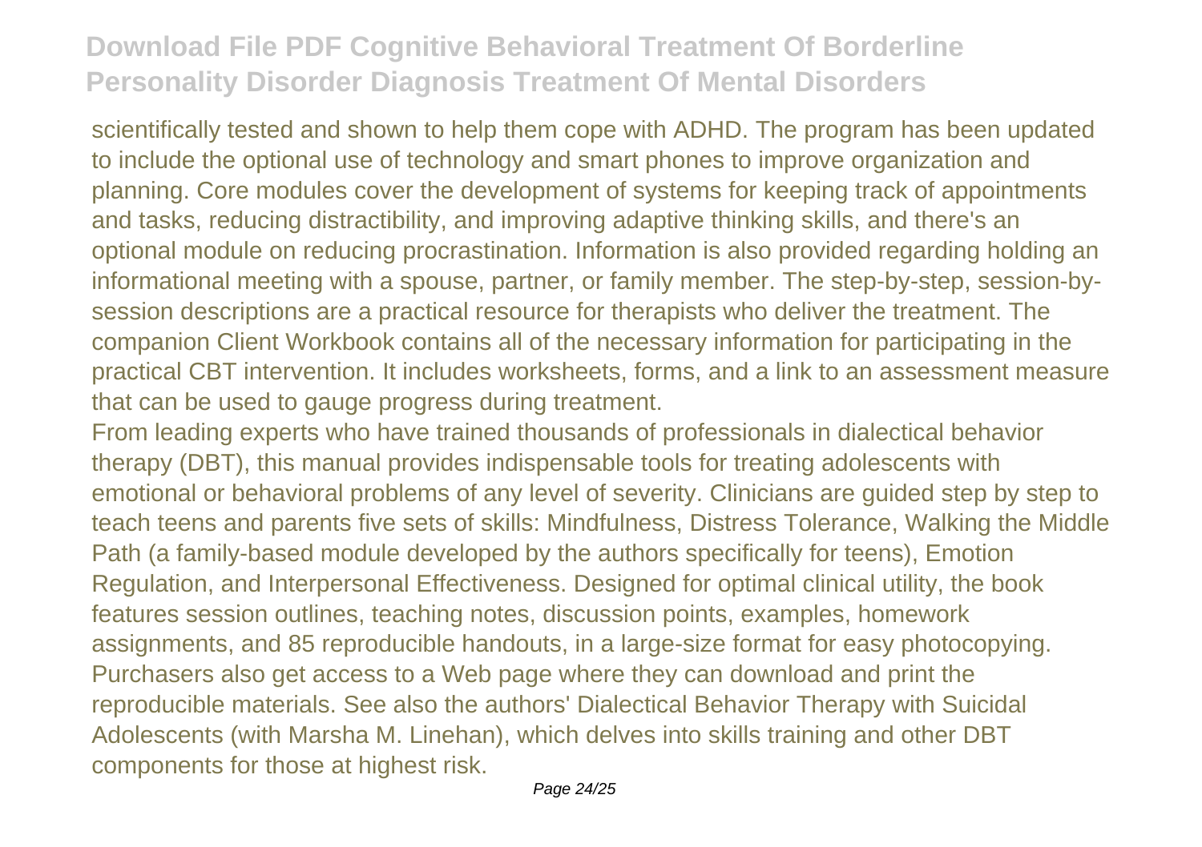scientifically tested and shown to help them cope with ADHD. The program has been updated to include the optional use of technology and smart phones to improve organization and planning. Core modules cover the development of systems for keeping track of appointments and tasks, reducing distractibility, and improving adaptive thinking skills, and there's an optional module on reducing procrastination. Information is also provided regarding holding an informational meeting with a spouse, partner, or family member. The step-by-step, session-by-session descriptions are a practical resource for therapists who deliver the treatment. The companion Client Workbook contains all of the necessary information for participating in the practical CBT intervention. It includes worksheets, forms, and a link to an assessment measure that can be used to gauge progress during treatment.

From leading experts who have trained thousands of professionals in dialectical behavior therapy (DBT), this manual provides indispensable tools for treating adolescents with emotional or behavioral problems of any level of severity. Clinicians are guided step by step to teach teens and parents five sets of skills: Mindfulness, Distress Tolerance, Walking the Middle Path (a family-based module developed by the authors specifically for teens), Emotion Regulation, and Interpersonal Effectiveness. Designed for optimal clinical utility, the book features session outlines, teaching notes, discussion points, examples, homework assignments, and 85 reproducible handouts, in a large-size format for easy photocopying. Purchasers also get access to a Web page where they can download and print the reproducible materials. See also the authors' Dialectical Behavior Therapy with Suicidal Adolescents (with Marsha M. Linehan), which delves into skills training and other DBT components for those at highest risk.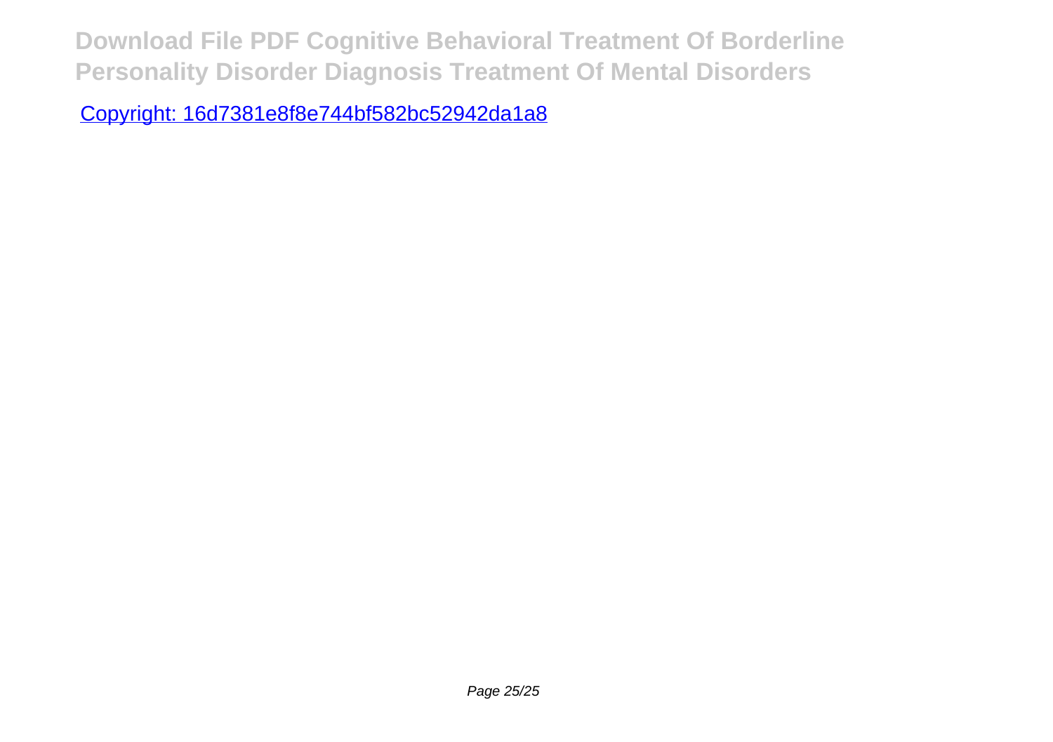[Copyright: 16d7381e8f8e744bf582bc52942da1a8]